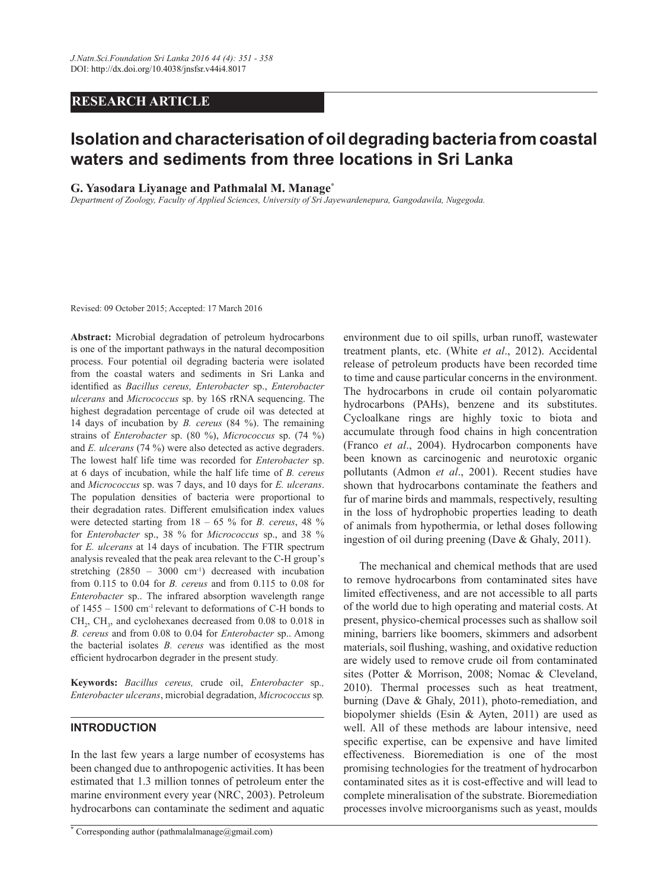RESEARCH ARTICLE

# Isolation and characterisation of oil degrading bacteria from coastal waters and sediments from three locations in Sri Lanka

**G. Yasodara Liyanage and Pathmalal M. Manage***

*Department of Zoology, Faculty of Applied Sciences, University of Sri Jayewardenepura, Gangodawila, Nugegoda.*

Revised: 09 October 2015; Accepted: 17 March 2016

**Abstract:** Microbial degradation of petroleum hydrocarbons is one of the important pathways in the natural decomposition process. Four potential oil degrading bacteria were isolated from the coastal waters and sediments in Sri Lanka and identified as *Bacillus cereus, Enterobacter* sp., *Enterobacter ulcerans* and *Micrococcus* sp. by 16S rRNA sequencing. The highest degradation percentage of crude oil was detected at 14 days of incubation by *B. cereus* (84 %). The remaining strains of *Enterobacter* sp. (80 %), *Micrococcus* sp. (74 %) and *E. ulcerans* (74 %) were also detected as active degraders. The lowest half life time was recorded for *Enterobacter* sp. at 6 days of incubation, while the half life time of *B. cereus* and *Micrococcus* sp. was 7 days, and 10 days for *E. ulcerans*. The population densities of bacteria were proportional to their degradation rates. Different emulsification index values were detected starting from 18 – 65 % for *B. cereus*, 48 % for *Enterobacter* sp., 38 % for *Micrococcus* sp., and 38 % for *E. ulcerans* at 14 days of incubation. The FTIR spectrum analysis revealed that the peak area relevant to the C-H group's stretching (2850 – 3000 $cm^{-1}$) decreased with incubation from 0.115 to 0.04 for *B. cereus* and from 0.115 to 0.08 for *Enterobacter* sp.. The infrared absorption wavelength range of 1455 – 1500 $cm^{-1}$ relevant to deformations of C-H bonds to $CH_2$, $CH_3$, and cyclohexanes decreased from 0.08 to 0.018 in *B. cereus* and from 0.08 to 0.04 for *Enterobacter* sp.. Among the bacterial isolates *B. cereus* was identified as the most efficient hydrocarbon degrader in the present study.

**Keywords:** *Bacillus cereus,* crude oil, *Enterobacter* sp*., Enterobacter ulcerans*, microbial degradation, *Micrococcus* sp*.*

## INTRODUCTION

In the last few years a large number of ecosystems has been changed due to anthropogenic activities. It has been estimated that 1.3 million tonnes of petroleum enter the marine environment every year (NRC, 2003). Petroleum hydrocarbons can contaminate the sediment and aquatic environment due to oil spills, urban runoff, wastewater treatment plants, etc. (White *et al*., 2012). Accidental release of petroleum products have been recorded time to time and cause particular concerns in the environment. The hydrocarbons in crude oil contain polyaromatic hydrocarbons (PAHs), benzene and its substitutes. Cycloalkane rings are highly toxic to biota and accumulate through food chains in high concentration (Franco *et al*., 2004). Hydrocarbon components have been known as carcinogenic and neurotoxic organic pollutants (Admon *et al*., 2001). Recent studies have shown that hydrocarbons contaminate the feathers and fur of marine birds and mammals, respectively, resulting in the loss of hydrophobic properties leading to death of animals from hypothermia, or lethal doses following ingestion of oil during preening (Dave & Ghaly, 2011).

The mechanical and chemical methods that are used to remove hydrocarbons from contaminated sites have limited effectiveness, and are not accessible to all parts of the world due to high operating and material costs. At present, physico-chemical processes such as shallow soil mining, barriers like boomers, skimmers and adsorbent materials, soil flushing, washing, and oxidative reduction are widely used to remove crude oil from contaminated sites (Potter & Morrison, 2008; Nomac & Cleveland, 2010). Thermal processes such as heat treatment, burning (Dave & Ghaly, 2011), photo-remediation, and biopolymer shields (Esin & Ayten, 2011) are used as well. All of these methods are labour intensive, need specific expertise, can be expensive and have limited effectiveness. Bioremediation is one of the most promising technologies for the treatment of hydrocarbon contaminated sites as it is cost-effective and will lead to complete mineralisation of the substrate. Bioremediation processes involve microorganisms such as yeast, moulds

* Corresponding author (pathmalalmanage@gmail.com)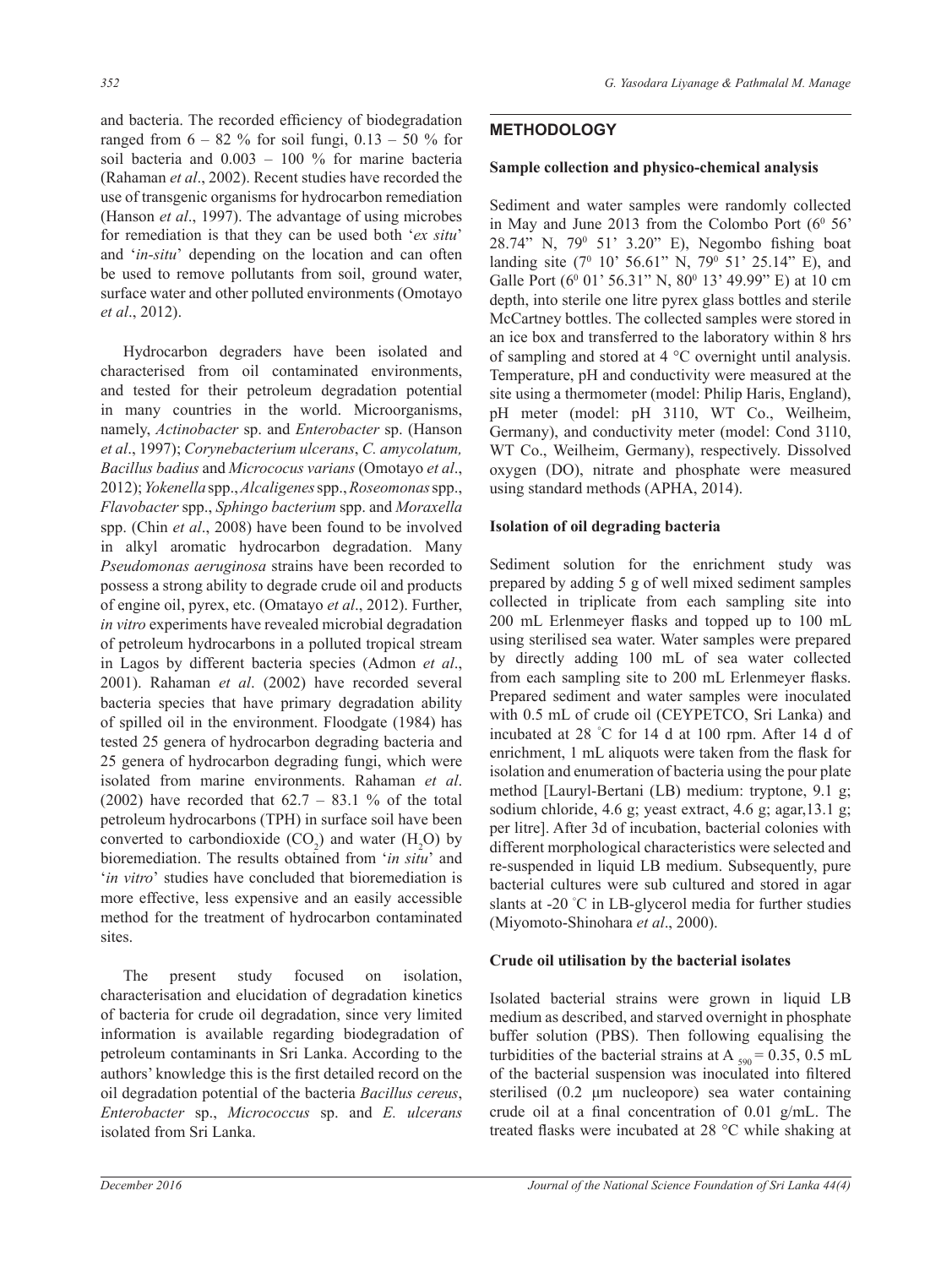and bacteria. The recorded efficiency of biodegradation ranged from 6 – 82 % for soil fungi, 0.13 – 50 % for soil bacteria and 0.003 – 100 % for marine bacteria (Rahaman *et al*., 2002). Recent studies have recorded the use of transgenic organisms for hydrocarbon remediation (Hanson *et al*., 1997). The advantage of using microbes for remediation is that they can be used both '*ex situ*' and '*in-situ*' depending on the location and can often be used to remove pollutants from soil, ground water, surface water and other polluted environments (Omotayo *et al*., 2012).

Hydrocarbon degraders have been isolated and characterised from oil contaminated environments, and tested for their petroleum degradation potential in many countries in the world. Microorganisms, namely, *Actinobacter* sp. and *Enterobacter* sp. (Hanson *et al*., 1997); *Corynebacterium ulcerans*, *C. amycolatum, Bacillus badius* and *Micrococus varians* (Omotayo *et al*., 2012); *Yokenella* spp., *Alcaligenes* spp., *Roseomonas* spp., *Flavobacter* spp., *Sphingo bacterium* spp. and *Moraxella* spp. (Chin *et al*., 2008) have been found to be involved in alkyl aromatic hydrocarbon degradation. Many *Pseudomonas aeruginosa* strains have been recorded to possess a strong ability to degrade crude oil and products of engine oil, pyrex, etc. (Omatayo *et al*., 2012). Further, *in vitro* experiments have revealed microbial degradation of petroleum hydrocarbons in a polluted tropical stream in Lagos by different bacteria species (Admon *et al*., 2001). Rahaman *et al*. (2002) have recorded several bacteria species that have primary degradation ability of spilled oil in the environment. Floodgate (1984) has tested 25 genera of hydrocarbon degrading bacteria and 25 genera of hydrocarbon degrading fungi, which were isolated from marine environments. Rahaman *et al*. (2002) have recorded that 62.7 – 83.1 % of the total petroleum hydrocarbons (TPH) in surface soil have been converted to carbondioxide ($CO_2$) and water ($H_2O$) by bioremediation. The results obtained from '*in situ*' and '*in vitro*' studies have concluded that bioremediation is more effective, less expensive and an easily accessible method for the treatment of hydrocarbon contaminated sites.

The present study focused on isolation, characterisation and elucidation of degradation kinetics of bacteria for crude oil degradation, since very limited information is available regarding biodegradation of petroleum contaminants in Sri Lanka. According to the authors' knowledge this is the first detailed record on the oil degradation potential of the bacteria *Bacillus cereus*, *Enterobacter* sp., *Micrococcus* sp. and *E. ulcerans* isolated from Sri Lanka.

## METHODOLOGY

### Sample collection and physico-chemical analysis

Sediment and water samples were randomly collected in May and June 2013 from the Colombo Port ($6^0$ 56' 28.74" N, $79^0$ 51' 3.20" E), Negombo fishing boat landing site ($7^0$ 10' 56.61" N, $79^0$ 51' 25.14" E), and Galle Port ($6^0$ 01' 56.31" N, $80^0$ 13' 49.99" E) at 10 cm depth, into sterile one litre pyrex glass bottles and sterile McCartney bottles. The collected samples were stored in an ice box and transferred to the laboratory within 8 hrs of sampling and stored at 4 °C overnight until analysis. Temperature, pH and conductivity were measured at the site using a thermometer (model: Philip Haris, England), pH meter (model: pH 3110, WT Co., Weilheim, Germany), and conductivity meter (model: Cond 3110, WT Co., Weilheim, Germany), respectively. Dissolved oxygen (DO), nitrate and phosphate were measured using standard methods (APHA, 2014).

### Isolation of oil degrading bacteria

Sediment solution for the enrichment study was prepared by adding 5 g of well mixed sediment samples collected in triplicate from each sampling site into 200 mL Erlenmeyer flasks and topped up to 100 mL using sterilised sea water. Water samples were prepared by directly adding 100 mL of sea water collected from each sampling site to 200 mL Erlenmeyer flasks. Prepared sediment and water samples were inoculated with 0.5 mL of crude oil (CEYPETCO, Sri Lanka) and incubated at 28 °C for 14 d at 100 rpm. After 14 d of enrichment, 1 mL aliquots were taken from the flask for isolation and enumeration of bacteria using the pour plate method [Lauryl-Bertani (LB) medium: tryptone, 9.1 g; sodium chloride, 4.6 g; yeast extract, 4.6 g; agar,13.1 g; per litre]. After 3d of incubation, bacterial colonies with different morphological characteristics were selected and re-suspended in liquid LB medium. Subsequently, pure bacterial cultures were sub cultured and stored in agar slants at -20 °C in LB-glycerol media for further studies (Miyomoto-Shinohara *et al*., 2000).

### Crude oil utilisation by the bacterial isolates

Isolated bacterial strains were grown in liquid LB medium as described, and starved overnight in phosphate buffer solution (PBS). Then following equalising the turbidities of the bacterial strains at $A_{590} = 0.35$, 0.5 mL of the bacterial suspension was inoculated into filtered sterilised (0.2 µm nucleopore) sea water containing crude oil at a final concentration of 0.01 g/mL. The treated flasks were incubated at 28 °C while shaking at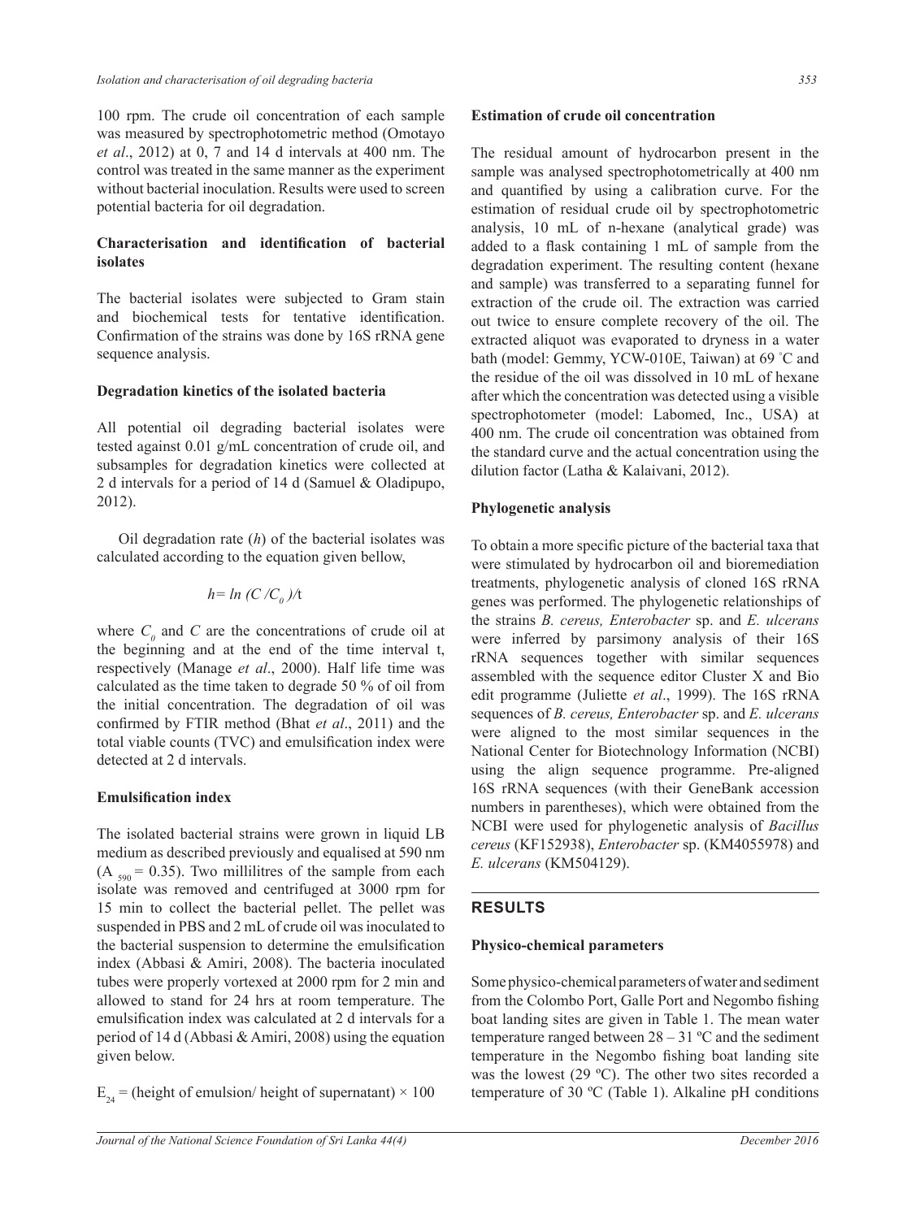100 rpm. The crude oil concentration of each sample was measured by spectrophotometric method (Omotayo *et al*., 2012) at 0, 7 and 14 d intervals at 400 nm. The control was treated in the same manner as the experiment without bacterial inoculation. Results were used to screen potential bacteria for oil degradation.

### Characterisation and identification of bacterial isolates

The bacterial isolates were subjected to Gram stain and biochemical tests for tentative identification. Confirmation of the strains was done by 16S rRNA gene sequence analysis.

### Degradation kinetics of the isolated bacteria

All potential oil degrading bacterial isolates were tested against 0.01 g/mL concentration of crude oil, and subsamples for degradation kinetics were collected at 2 d intervals for a period of 14 d (Samuel & Oladipupo, 2012).

Oil degradation rate ($h$) of the bacterial isolates was calculated according to the equation given bellow,

$$h = \ln (C/C_0)/t$$

where $C_0$ and $C$ are the concentrations of crude oil at the beginning and at the end of the time interval t, respectively (Manage *et al*., 2000). Half life time was calculated as the time taken to degrade 50 % of oil from the initial concentration. The degradation of oil was confirmed by FTIR method (Bhat *et al*., 2011) and the total viable counts (TVC) and emulsification index were detected at 2 d intervals.

### Emulsification index

The isolated bacterial strains were grown in liquid LB medium as described previously and equalised at 590 nm ($A_{590} = 0.35$). Two millilitres of the sample from each isolate was removed and centrifuged at 3000 rpm for 15 min to collect the bacterial pellet. The pellet was suspended in PBS and 2 mL of crude oil was inoculated to the bacterial suspension to determine the emulsification index (Abbasi & Amiri, 2008). The bacteria inoculated tubes were properly vortexed at 2000 rpm for 2 min and allowed to stand for 24 hrs at room temperature. The emulsification index was calculated at 2 d intervals for a period of 14 d (Abbasi & Amiri, 2008) using the equation given below.

$$E_{24} = (\text{height of emulsion/ height of supernatant}) \times 100$$

### Estimation of crude oil concentration

The residual amount of hydrocarbon present in the sample was analysed spectrophotometrically at 400 nm and quantified by using a calibration curve. For the estimation of residual crude oil by spectrophotometric analysis, 10 mL of n-hexane (analytical grade) was added to a flask containing 1 mL of sample from the degradation experiment. The resulting content (hexane and sample) was transferred to a separating funnel for extraction of the crude oil. The extraction was carried out twice to ensure complete recovery of the oil. The extracted aliquot was evaporated to dryness in a water bath (model: Gemmy, YCW-010E, Taiwan) at 69 °C and the residue of the oil was dissolved in 10 mL of hexane after which the concentration was detected using a visible spectrophotometer (model: Labomed, Inc., USA) at 400 nm. The crude oil concentration was obtained from the standard curve and the actual concentration using the dilution factor (Latha & Kalaivani, 2012).

### Phylogenetic analysis

To obtain a more specific picture of the bacterial taxa that were stimulated by hydrocarbon oil and bioremediation treatments, phylogenetic analysis of cloned 16S rRNA genes was performed. The phylogenetic relationships of the strains *B. cereus, Enterobacter* sp. and *E. ulcerans* were inferred by parsimony analysis of their 16S rRNA sequences together with similar sequences assembled with the sequence editor Cluster X and Bio edit programme (Juliette *et al*., 1999). The 16S rRNA sequences of *B. cereus, Enterobacter* sp. and *E. ulcerans* were aligned to the most similar sequences in the National Center for Biotechnology Information (NCBI) using the align sequence programme. Pre-aligned 16S rRNA sequences (with their GeneBank accession numbers in parentheses), which were obtained from the NCBI were used for phylogenetic analysis of *Bacillus cereus* (KF152938), *Enterobacter* sp. (KM4055978) and *E. ulcerans* (KM504129).

## RESULTS

### Physico-chemical parameters

Some physico-chemical parameters of water and sediment from the Colombo Port, Galle Port and Negombo fishing boat landing sites are given in Table 1. The mean water temperature ranged between 28 – 31 ºC and the sediment temperature in the Negombo fishing boat landing site was the lowest (29 ºC). The other two sites recorded a temperature of 30 ºC (Table 1). Alkaline pH conditions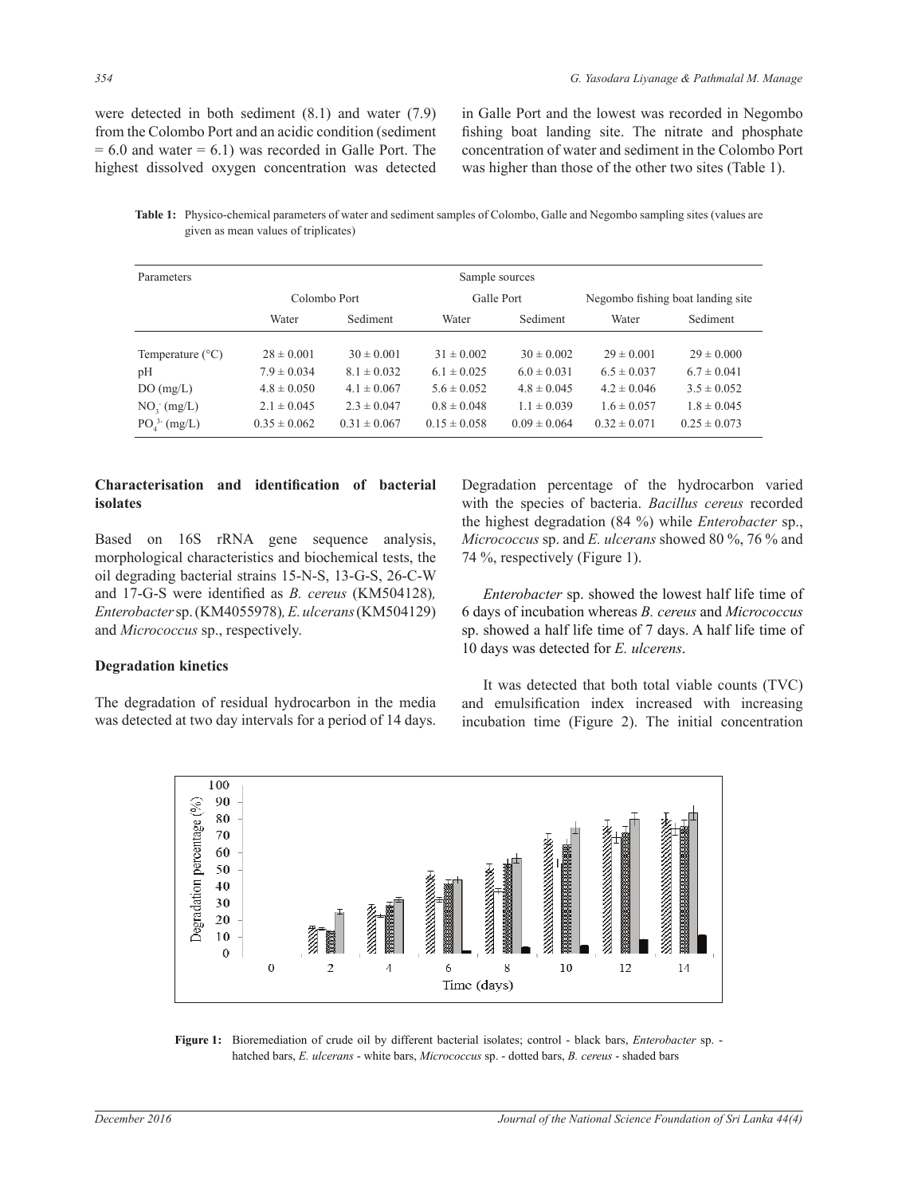were detected in both sediment (8.1) and water (7.9) from the Colombo Port and an acidic condition (sediment = 6.0 and water = 6.1) was recorded in Galle Port. The highest dissolved oxygen concentration was detected in Galle Port and the lowest was recorded in Negombo fishing boat landing site. The nitrate and phosphate concentration of water and sediment in the Colombo Port was higher than those of the other two sites (Table 1).

**Table 1:** Physico-chemical parameters of water and sediment samples of Colombo, Galle and Negombo sampling sites (values are given as mean values of triplicates)

| Parameters | Sample sources | | | | | |
|---|---|---|---|---|---|---|
| | Colombo Port | | Galle Port | | Negombo fishing boat landing site | |
| | Water | Sediment | Water | Sediment | Water | Sediment |
| Temperature (°C) | 28 ± 0.001 | 30 ± 0.001 | 31 ± 0.002 | 30 ± 0.002 | 29 ± 0.001 | 29 ± 0.000 |
| pH | 7.9 ± 0.034 | 8.1 ± 0.032 | 6.1 ± 0.025 | 6.0 ± 0.031 | 6.5 ± 0.037 | 6.7 ± 0.041 |
| DO (mg/L) | 4.8 ± 0.050 | 4.1 ± 0.067 | 5.6 ± 0.052 | 4.8 ± 0.045 | 4.2 ± 0.046 | 3.5 ± 0.052 |
| $NO_3^-$ (mg/L) | 2.1 ± 0.045 | 2.3 ± 0.047 | 0.8 ± 0.048 | 1.1 ± 0.039 | 1.6 ± 0.057 | 1.8 ± 0.045 |
| $PO_4^{3-}$ (mg/L) | 0.35 ± 0.062 | 0.31 ± 0.067 | 0.15 ± 0.058 | 0.09 ± 0.064 | 0.32 ± 0.071 | 0.25 ± 0.073 |

### Characterisation and identification of bacterial isolates

Based on 16S rRNA gene sequence analysis, morphological characteristics and biochemical tests, the oil degrading bacterial strains 15-N-S, 13-G-S, 26-C-W and 17-G-S were identified as *B. cereus* (KM504128)*, Enterobacter* sp. (KM4055978)*, E. ulcerans* (KM504129) and *Micrococcus* sp., respectively.

### Degradation kinetics

The degradation of residual hydrocarbon in the media was detected at two day intervals for a period of 14 days. Degradation percentage of the hydrocarbon varied with the species of bacteria. *Bacillus cereus* recorded the highest degradation (84 %) while *Enterobacter* sp., *Micrococcus* sp. and *E. ulcerans* showed 80 %, 76 % and 74 %, respectively (Figure 1).

*Enterobacter* sp. showed the lowest half life time of 6 days of incubation whereas *B. cereus* and *Micrococcus* sp. showed a half life time of 7 days. A half life time of 10 days was detected for *E. ulcerens*.

It was detected that both total viable counts (TVC) and emulsification index increased with increasing incubation time (Figure 2). The initial concentration

**Figure 1:** Bioremediation of crude oil by different bacterial isolates; control - black bars, *Enterobacter* sp. - hatched bars, *E. ulcerans* - white bars, *Micrococcus* sp. - dotted bars, *B. cereus* - shaded bars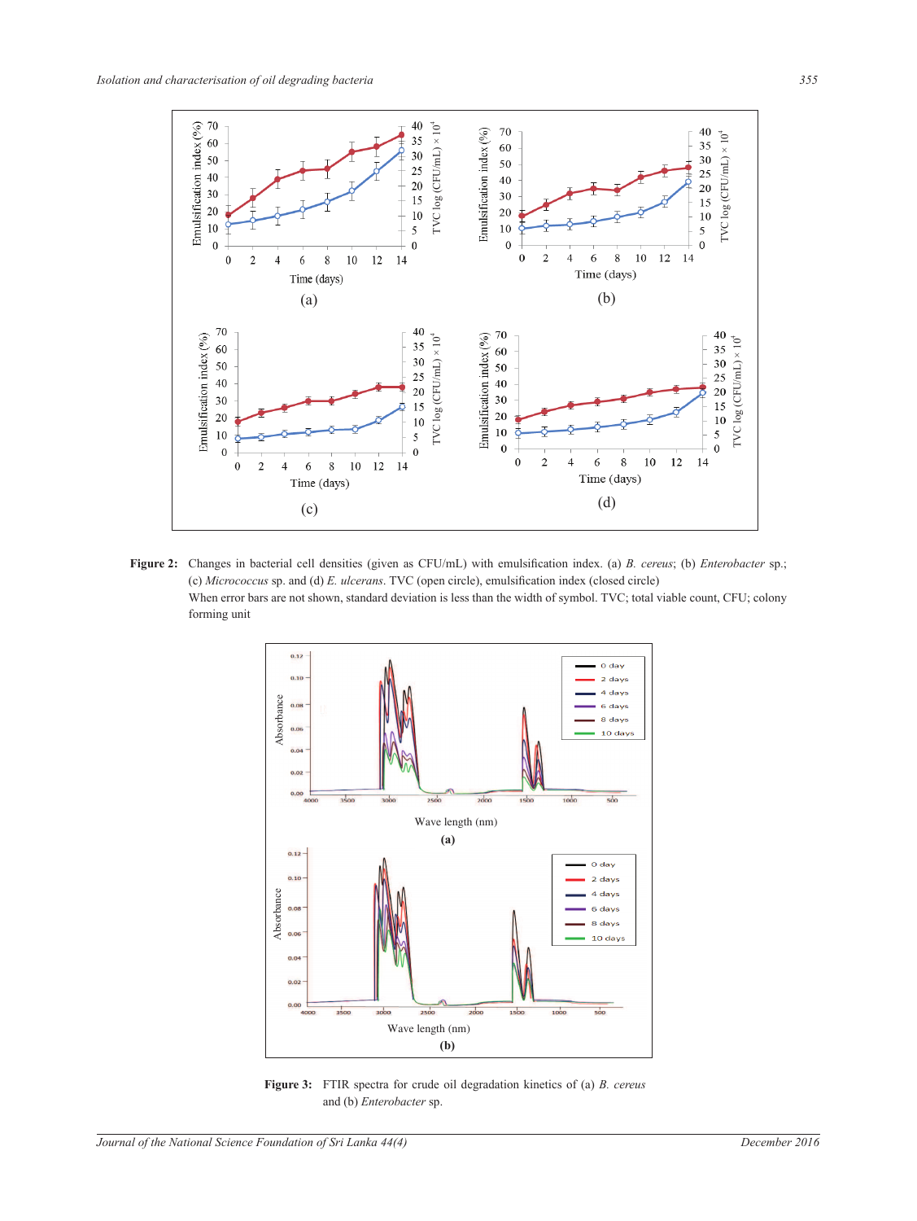**Figure 2:** Changes in bacterial cell densities (given as CFU/mL) with emulsification index. (a) *B. cereus*; (b) *Enterobacter* sp.; (c) *Micrococcus* sp. and (d) *E. ulcerans*. TVC (open circle), emulsification index (closed circle)

When error bars are not shown, standard deviation is less than the width of symbol. TVC; total viable count, CFU; colony forming unit

**Figure 3:** FTIR spectra for crude oil degradation kinetics of (a) *B. cereus* and (b) *Enterobacter* sp.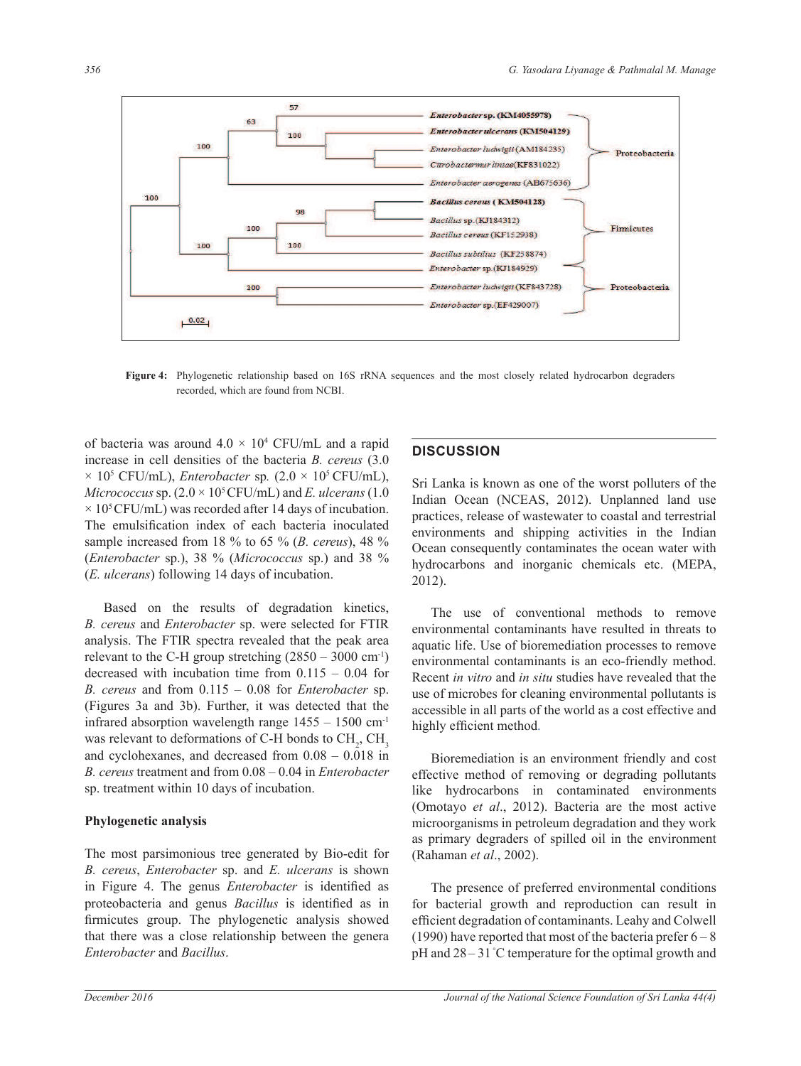**Figure 4:** Phylogenetic relationship based on 16S rRNA sequences and the most closely related hydrocarbon degraders recorded, which are found from NCBI.

of bacteria was around $4.0 \times 10^4$ CFU/mL and a rapid increase in cell densities of the bacteria *B. cereus* ($3.0 \times 10^5$ CFU/mL), *Enterobacter* sp. ($2.0 \times 10^5$ CFU/mL), *Micrococcus* sp. ($2.0 \times 10^5$ CFU/mL) and *E. ulcerans* ($1.0 \times 10^5$ CFU/mL) was recorded after 14 days of incubation. The emulsification index of each bacteria inoculated sample increased from 18 % to 65 % (*B. cereus*), 48 % (*Enterobacter* sp.), 38 % (*Micrococcus* sp.) and 38 % (*E. ulcerans*) following 14 days of incubation.

Based on the results of degradation kinetics, *B. cereus* and *Enterobacter* sp. were selected for FTIR analysis. The FTIR spectra revealed that the peak area relevant to the C-H group stretching (2850 – 3000 $cm^{-1}$) decreased with incubation time from 0.115 – 0.04 for *B. cereus* and from 0.115 – 0.08 for *Enterobacter* sp. (Figures 3a and 3b). Further, it was detected that the infrared absorption wavelength range 1455 – 1500 $cm^{-1}$ was relevant to deformations of C-H bonds to $CH_2$, $CH_3$ and cyclohexanes, and decreased from 0.08 – 0.018 in *B. cereus* treatment and from 0.08 – 0.04 in *Enterobacter* sp. treatment within 10 days of incubation.

### Phylogenetic analysis

The most parsimonious tree generated by Bio-edit for *B. cereus*, *Enterobacter* sp. and *E. ulcerans* is shown in Figure 4. The genus *Enterobacter* is identified as proteobacteria and genus *Bacillus* is identified as in firmicutes group. The phylogenetic analysis showed that there was a close relationship between the genera *Enterobacter* and *Bacillus*.

## DISCUSSION

Sri Lanka is known as one of the worst polluters of the Indian Ocean (NCEAS, 2012). Unplanned land use practices, release of wastewater to coastal and terrestrial environments and shipping activities in the Indian Ocean consequently contaminates the ocean water with hydrocarbons and inorganic chemicals etc. (MEPA, 2012).

The use of conventional methods to remove environmental contaminants have resulted in threats to aquatic life. Use of bioremediation processes to remove environmental contaminants is an eco-friendly method. Recent *in vitro* and *in situ* studies have revealed that the use of microbes for cleaning environmental pollutants is accessible in all parts of the world as a cost effective and highly efficient method.

Bioremediation is an environment friendly and cost effective method of removing or degrading pollutants like hydrocarbons in contaminated environments (Omotayo *et al*., 2012). Bacteria are the most active microorganisms in petroleum degradation and they work as primary degraders of spilled oil in the environment (Rahaman *et al*., 2002).

The presence of preferred environmental conditions for bacterial growth and reproduction can result in efficient degradation of contaminants. Leahy and Colwell (1990) have reported that most of the bacteria prefer 6 – 8 pH and 28 – 31 °C temperature for the optimal growth and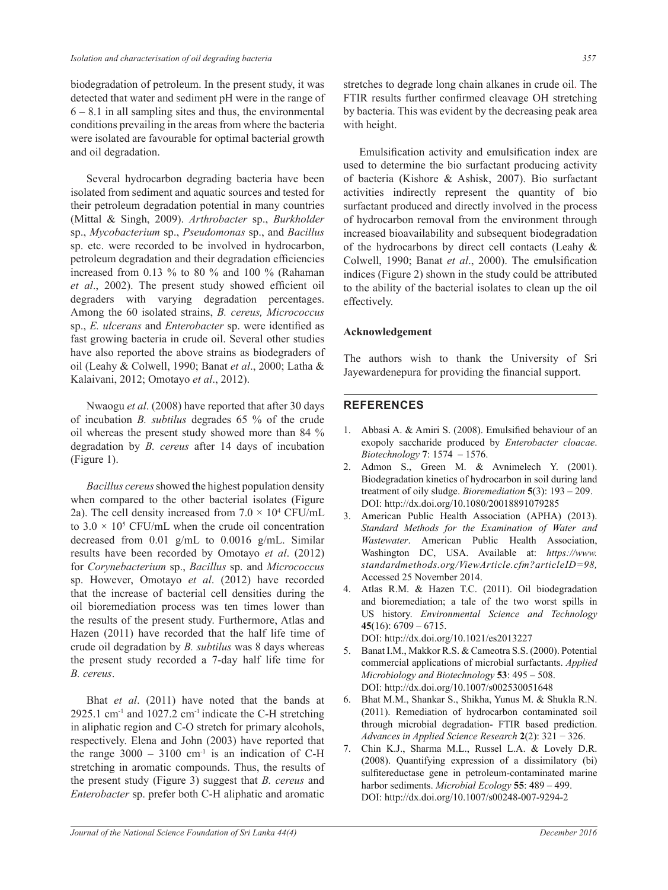biodegradation of petroleum. In the present study, it was detected that water and sediment pH were in the range of 6 – 8.1 in all sampling sites and thus, the environmental conditions prevailing in the areas from where the bacteria were isolated are favourable for optimal bacterial growth and oil degradation.

Several hydrocarbon degrading bacteria have been isolated from sediment and aquatic sources and tested for their petroleum degradation potential in many countries (Mittal & Singh, 2009). *Arthrobacter* sp., *Burkholder* sp., *Mycobacterium* sp., *Pseudomonas* sp., and *Bacillus* sp. etc. were recorded to be involved in hydrocarbon, petroleum degradation and their degradation efficiencies increased from 0.13 % to 80 % and 100 % (Rahaman *et al*., 2002). The present study showed efficient oil degraders with varying degradation percentages. Among the 60 isolated strains, *B. cereus, Micrococcus* sp., *E. ulcerans* and *Enterobacter* sp. were identified as fast growing bacteria in crude oil. Several other studies have also reported the above strains as biodegraders of oil (Leahy & Colwell, 1990; Banat *et al*., 2000; Latha & Kalaivani, 2012; Omotayo *et al*., 2012).

Nwaogu *et al*. (2008) have reported that after 30 days of incubation *B. subtilus* degrades 65 % of the crude oil whereas the present study showed more than 84 % degradation by *B. cereus* after 14 days of incubation (Figure 1).

*Bacillus cereus* showed the highest population density when compared to the other bacterial isolates (Figure 2a). The cell density increased from $7.0 \times 10^4$ CFU/mL to $3.0 \times 10^5$ CFU/mL when the crude oil concentration decreased from 0.01 g/mL to 0.0016 g/mL. Similar results have been recorded by Omotayo *et al*. (2012) for *Corynebacterium* sp., *Bacillus* sp. and *Micrococcus* sp. However, Omotayo *et al*. (2012) have recorded that the increase of bacterial cell densities during the oil bioremediation process was ten times lower than the results of the present study. Furthermore, Atlas and Hazen (2011) have recorded that the half life time of crude oil degradation by *B. subtilus* was 8 days whereas the present study recorded a 7-day half life time for *B. cereus*.

Bhat *et al*. (2011) have noted that the bands at 2925.1 $cm^{-1}$ and 1027.2 $cm^{-1}$ indicate the C-H stretching in aliphatic region and C-O stretch for primary alcohols, respectively. Elena and John (2003) have reported that the range 3000 – 3100 $cm^{-1}$ is an indication of C-H stretching in aromatic compounds. Thus, the results of the present study (Figure 3) suggest that *B. cereus* and *Enterobacter* sp. prefer both C-H aliphatic and aromatic stretches to degrade long chain alkanes in crude oil. The FTIR results further confirmed cleavage OH stretching by bacteria. This was evident by the decreasing peak area with height.

Emulsification activity and emulsification index are used to determine the bio surfactant producing activity of bacteria (Kishore & Ashisk, 2007). Bio surfactant activities indirectly represent the quantity of bio surfactant produced and directly involved in the process of hydrocarbon removal from the environment through increased bioavailability and subsequent biodegradation of the hydrocarbons by direct cell contacts (Leahy & Colwell, 1990; Banat *et al*., 2000). The emulsification indices (Figure 2) shown in the study could be attributed to the ability of the bacterial isolates to clean up the oil effectively.

### Acknowledgement

The authors wish to thank the University of Sri Jayewardenepura for providing the financial support.

## REFERENCES

1. Abbasi A. & Amiri S. (2008). Emulsified behaviour of an exopoly saccharide produced by *Enterobacter cloacae*. *Biotechnology* **7**: 1574 – 1576.
2. Admon S., Green M. & Avnimelech Y. (2001). Biodegradation kinetics of hydrocarbon in soil during land treatment of oily sludge. *Bioremediation* **5**(3): 193 – 209. DOI: http://dx.doi.org/10.1080/20018891079285
3. American Public Health Association (APHA) (2013). *Standard Methods for the Examination of Water and Wastewater*. American Public Health Association, Washington DC, USA. Available at: *https://www.standardmethods.org/ViewArticle.cfm?articleID=98,* Accessed 25 November 2014.
4. Atlas R.M. & Hazen T.C. (2011). Oil biodegradation and bioremediation; a tale of the two worst spills in US history. *Environmental Science and Technology* **45**(16): 6709 – 6715. DOI: http://dx.doi.org/10.1021/es2013227
5. Banat I.M., Makkor R.S. & Cameotra S.S. (2000). Potential commercial applications of microbial surfactants. *Applied Microbiology and Biotechnology* **53**: 495 – 508. DOI: http://dx.doi.org/10.1007/s002530051648
6. Bhat M.M., Shankar S., Shikha, Yunus M. & Shukla R.N. (2011). Remediation of hydrocarbon contaminated soil through microbial degradation- FTIR based prediction. *Advances in Applied Science Research* **2**(2): 321 − 326.
7. Chin K.J., Sharma M.L., Russel L.A. & Lovely D.R. (2008). Quantifying expression of a dissimilatory (bi) sulfitereductase gene in petroleum-contaminated marine harbor sediments. *Microbial Ecology* **55**: 489 – 499. DOI: http://dx.doi.org/10.1007/s00248-007-9294-2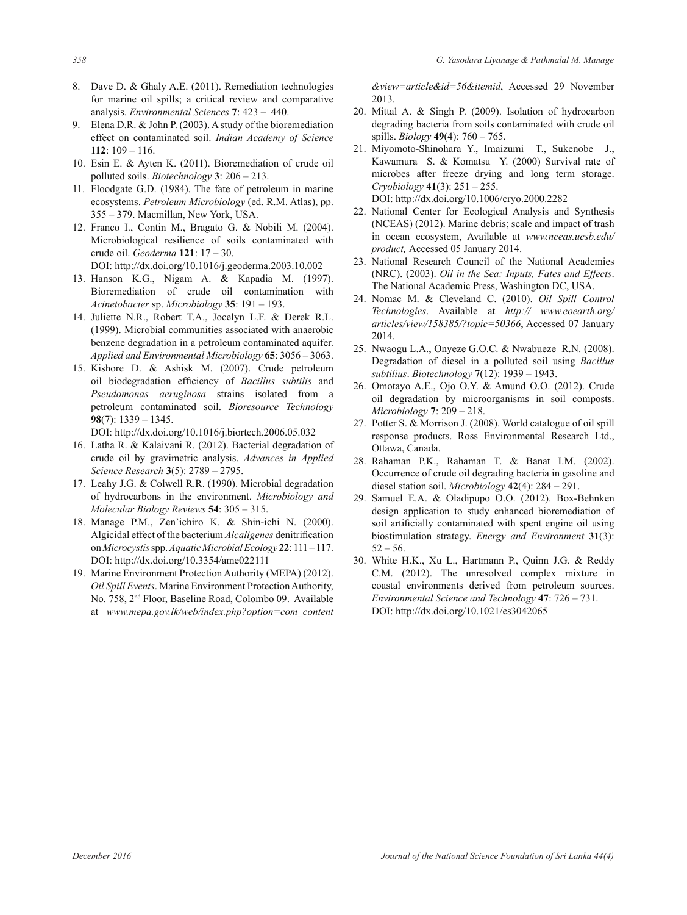8. Dave D. & Ghaly A.E. (2011). Remediation technologies for marine oil spills; a critical review and comparative analysis. *Environmental Sciences* **7**: 423 – 440.
9. Elena D.R. & John P. (2003). A study of the bioremediation effect on contaminated soil. *Indian Academy of Science* **112**: 109 – 116.
10. Esin E. & Ayten K. (2011). Bioremediation of crude oil polluted soils. *Biotechnology* **3**: 206 – 213.
11. Floodgate G.D. (1984). The fate of petroleum in marine ecosystems. *Petroleum Microbiology* (ed. R.M. Atlas), pp. 355 – 379. Macmillan, New York, USA.
12. Franco I., Contin M., Bragato G. & Nobili M. (2004). Microbiological resilience of soils contaminated with crude oil. *Geoderma* **121**: 17 – 30.
    DOI: http://dx.doi.org/10.1016/j.geoderma.2003.10.002
13. Hanson K.G., Nigam A. & Kapadia M. (1997). Bioremediation of crude oil contamination with *Acinetobacter* sp. *Microbiology* **35**: 191 – 193.
14. Juliette N.R., Robert T.A., Jocelyn L.F. & Derek R.L. (1999). Microbial communities associated with anaerobic benzene degradation in a petroleum contaminated aquifer. *Applied and Environmental Microbiology* **65**: 3056 – 3063.
15. Kishore D. & Ashisk M. (2007). Crude petroleum oil biodegradation efficiency of *Bacillus subtilis* and *Pseudomonas aeruginosa* strains isolated from a petroleum contaminated soil. *Bioresource Technology* **98**(7): 1339 – 1345.
    DOI: http://dx.doi.org/10.1016/j.biortech.2006.05.032
16. Latha R. & Kalaivani R. (2012). Bacterial degradation of crude oil by gravimetric analysis. *Advances in Applied Science Research* **3**(5): 2789 – 2795.
17. Leahy J.G. & Colwell R.R. (1990). Microbial degradation of hydrocarbons in the environment. *Microbiology and Molecular Biology Reviews* **54**: 305 – 315.
18. Manage P.M., Zen'ichiro K. & Shin-ichi N. (2000). Algicidal effect of the bacterium *Alcaligenes* denitrification on *Microcystis* spp. *Aquatic Microbial Ecology* **22**: 111 – 117.
    DOI: http://dx.doi.org/10.3354/ame022111
19. Marine Environment Protection Authority (MEPA) (2012). *Oil Spill Events*. Marine Environment Protection Authority, No. 758, 2nd Floor, Baseline Road, Colombo 09. Available at *www.mepa.gov.lk/web/index.php?option=com_content&view=article&id=56&itemid*, Accessed 29 November 2013.
20. Mittal A. & Singh P. (2009). Isolation of hydrocarbon degrading bacteria from soils contaminated with crude oil spills. *Biology* **49**(4): 760 – 765.
21. Miyomoto-Shinohara Y., Imaizumi T., Sukenobe J., Kawamura S. & Komatsu Y. (2000) Survival rate of microbes after freeze drying and long term storage. *Cryobiology* **41**(3): 251 – 255.
    DOI: http://dx.doi.org/10.1006/cryo.2000.2282
22. National Center for Ecological Analysis and Synthesis (NCEAS) (2012). Marine debris; scale and impact of trash in ocean ecosystem, Available at *www.nceas.ucsb.edu/product,* Accessed 05 January 2014.
23. National Research Council of the National Academies (NRC). (2003). *Oil in the Sea; Inputs, Fates and Effects*. The National Academic Press, Washington DC, USA.
24. Nomac M. & Cleveland C. (2010). *Oil Spill Control Technologies*. Available at *http:// www.eoearth.org/articles/view/158385/?topic=50366*, Accessed 07 January 2014.
25. Nwaogu L.A., Onyeze G.O.C. & Nwabueze R.N. (2008). Degradation of diesel in a polluted soil using *Bacillus subtilius*. *Biotechnology* **7**(12): 1939 – 1943.
26. Omotayo A.E., Ojo O.Y. & Amund O.O. (2012). Crude oil degradation by microorganisms in soil composts. *Microbiology* **7**: 209 – 218.
27. Potter S. & Morrison J. (2008). World catalogue of oil spill response products. Ross Environmental Research Ltd., Ottawa, Canada.
28. Rahaman P.K., Rahaman T. & Banat I.M. (2002). Occurrence of crude oil degrading bacteria in gasoline and diesel station soil. *Microbiology* **42**(4): 284 – 291.
29. Samuel E.A. & Oladipupo O.O. (2012). Box-Behnken design application to study enhanced bioremediation of soil artificially contaminated with spent engine oil using biostimulation strategy. *Energy and Environment* **31**(3): 52 – 56.
30. White H.K., Xu L., Hartmann P., Quinn J.G. & Reddy C.M. (2012). The unresolved complex mixture in coastal environments derived from petroleum sources. *Environmental Science and Technology* **47**: 726 – 731.
    DOI: http://dx.doi.org/10.1021/es3042065